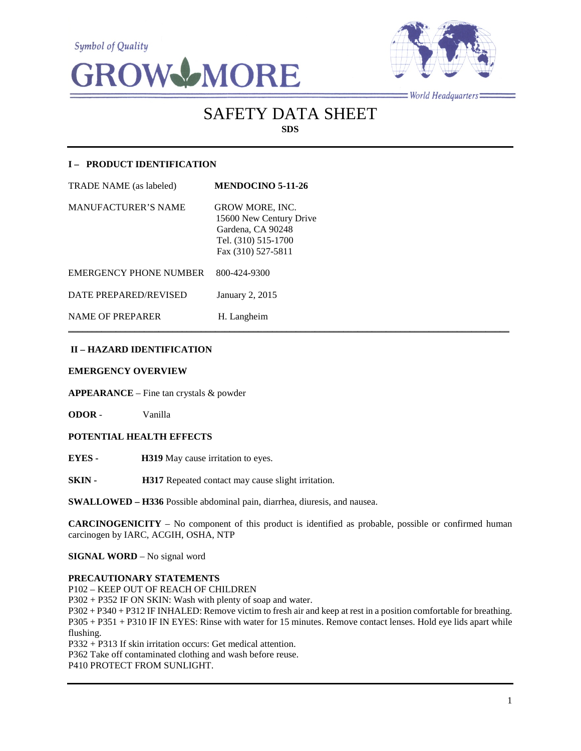Symbol of Quality

# GROW MORE

World Headquarters

# SAFETY DATA SHEET

**SDS**

## I – PRODUCT IDENTIFICATION

| | |
|---|---|
| TRADE NAME (as labeled) | **MENDOCINO 5-11-26** |
| MANUFACTURER'S NAME | GROW MORE, INC.<br>15600 New Century Drive<br>Gardena, CA 90248<br>Tel. (310) 515-1700<br>Fax (310) 527-5811 |
| EMERGENCY PHONE NUMBER | 800-424-9300 |
| DATE PREPARED/REVISED | January 2, 2015 |
| NAME OF PREPARER | H. Langheim |

## II – HAZARD IDENTIFICATION

**EMERGENCY OVERVIEW**

**APPEARANCE** – Fine tan crystals & powder

**ODOR** - Vanilla

**POTENTIAL HEALTH EFFECTS**

**EYES -** **H319** May cause irritation to eyes.

**SKIN -** **H317** Repeated contact may cause slight irritation.

**SWALLOWED – H336** Possible abdominal pain, diarrhea, diuresis, and nausea.

**CARCINOGENICITY** – No component of this product is identified as probable, possible or confirmed human carcinogen by IARC, ACGIH, OSHA, NTP

**SIGNAL WORD** – No signal word

**PRECAUTIONARY STATEMENTS**

P102 – KEEP OUT OF REACH OF CHILDREN
P302 + P352 IF ON SKIN: Wash with plenty of soap and water.
P302 + P340 + P312 IF INHALED: Remove victim to fresh air and keep at rest in a position comfortable for breathing.
P305 + P351 + P310 IF IN EYES: Rinse with water for 15 minutes. Remove contact lenses. Hold eye lids apart while flushing.
P332 + P313 If skin irritation occurs: Get medical attention.
P362 Take off contaminated clothing and wash before reuse.
P410 PROTECT FROM SUNLIGHT.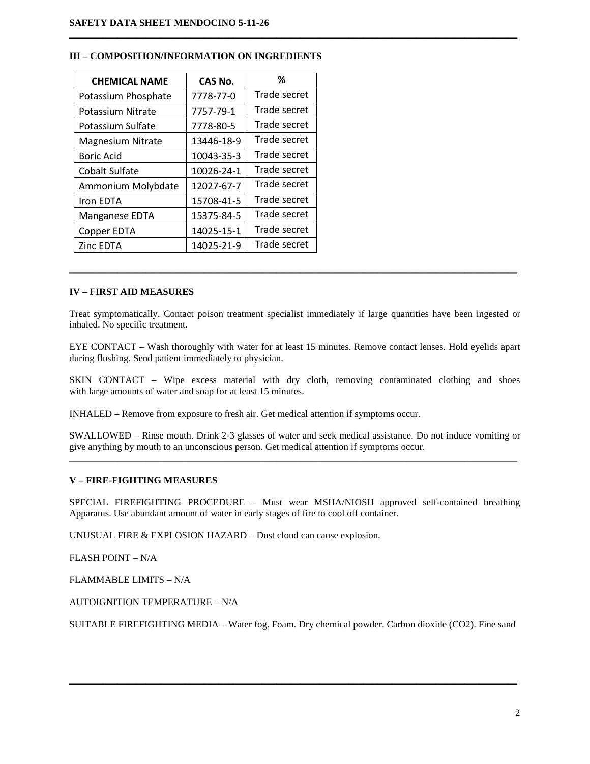## III – COMPOSITION/INFORMATION ON INGREDIENTS

| CHEMICAL NAME | CAS No. | % |
|---|---|---|
| Potassium Phosphate | 7778-77-0 | Trade secret |
| Potassium Nitrate | 7757-79-1 | Trade secret |
| Potassium Sulfate | 7778-80-5 | Trade secret |
| Magnesium Nitrate | 13446-18-9 | Trade secret |
| Boric Acid | 10043-35-3 | Trade secret |
| Cobalt Sulfate | 10026-24-1 | Trade secret |
| Ammonium Molybdate | 12027-67-7 | Trade secret |
| Iron EDTA | 15708-41-5 | Trade secret |
| Manganese EDTA | 15375-84-5 | Trade secret |
| Copper EDTA | 14025-15-1 | Trade secret |
| Zinc EDTA | 14025-21-9 | Trade secret |

## IV – FIRST AID MEASURES

Treat symptomatically. Contact poison treatment specialist immediately if large quantities have been ingested or inhaled. No specific treatment.

EYE CONTACT – Wash thoroughly with water for at least 15 minutes. Remove contact lenses. Hold eyelids apart during flushing. Send patient immediately to physician.

SKIN CONTACT – Wipe excess material with dry cloth, removing contaminated clothing and shoes with large amounts of water and soap for at least 15 minutes.

INHALED – Remove from exposure to fresh air. Get medical attention if symptoms occur.

SWALLOWED – Rinse mouth. Drink 2-3 glasses of water and seek medical assistance. Do not induce vomiting or give anything by mouth to an unconscious person. Get medical attention if symptoms occur.

## V – FIRE-FIGHTING MEASURES

SPECIAL FIREFIGHTING PROCEDURE – Must wear MSHA/NIOSH approved self-contained breathing Apparatus. Use abundant amount of water in early stages of fire to cool off container.

UNUSUAL FIRE & EXPLOSION HAZARD – Dust cloud can cause explosion.

FLASH POINT – N/A

FLAMMABLE LIMITS – N/A

AUTOIGNITION TEMPERATURE – N/A

SUITABLE FIREFIGHTING MEDIA – Water fog. Foam. Dry chemical powder. Carbon dioxide ($CO_2$). Fine sand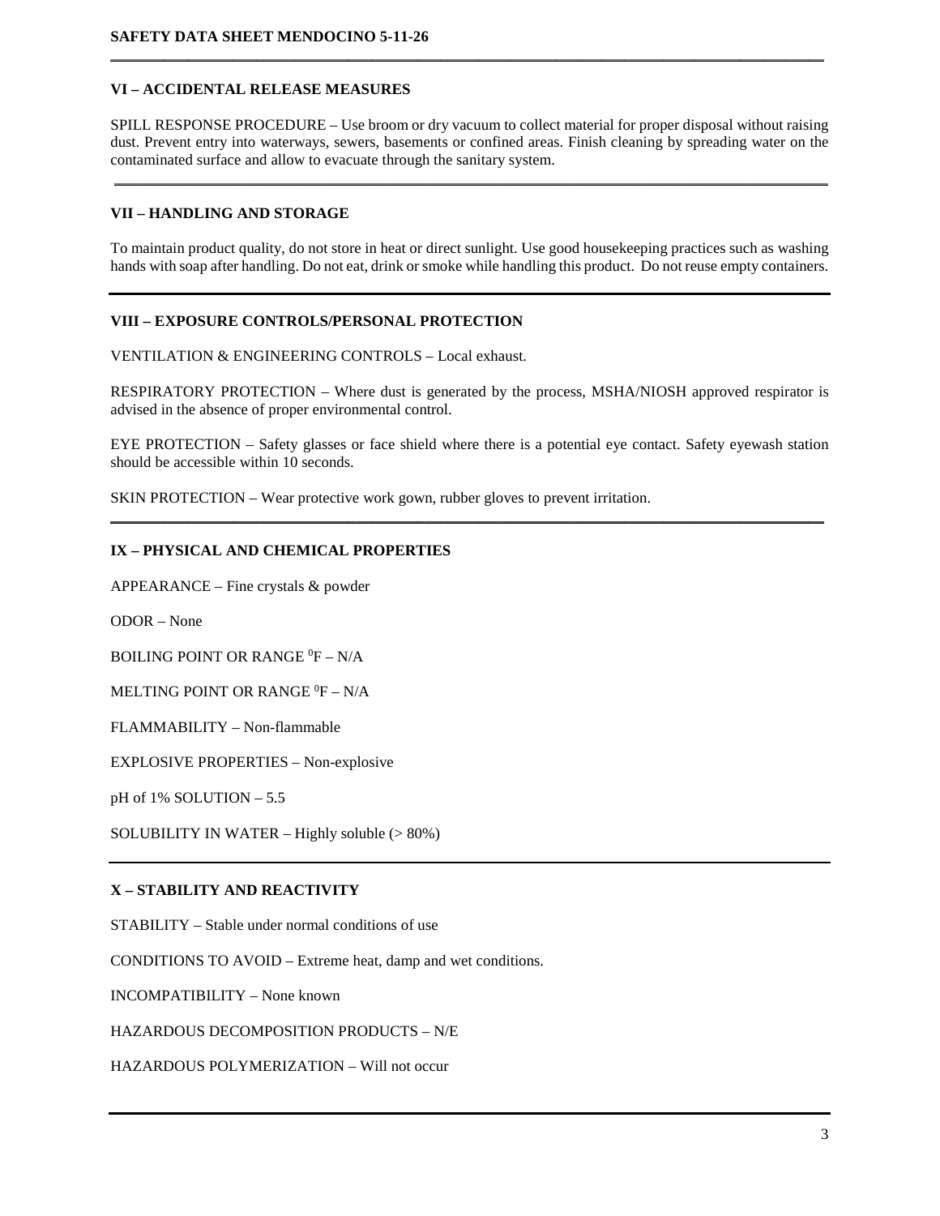## VI – ACCIDENTAL RELEASE MEASURES

SPILL RESPONSE PROCEDURE – Use broom or dry vacuum to collect material for proper disposal without raising dust. Prevent entry into waterways, sewers, basements or confined areas. Finish cleaning by spreading water on the contaminated surface and allow to evacuate through the sanitary system.

## VII – HANDLING AND STORAGE

To maintain product quality, do not store in heat or direct sunlight. Use good housekeeping practices such as washing hands with soap after handling. Do not eat, drink or smoke while handling this product. Do not reuse empty containers.

## VIII – EXPOSURE CONTROLS/PERSONAL PROTECTION

VENTILATION & ENGINEERING CONTROLS – Local exhaust.

RESPIRATORY PROTECTION – Where dust is generated by the process, MSHA/NIOSH approved respirator is advised in the absence of proper environmental control.

EYE PROTECTION – Safety glasses or face shield where there is a potential eye contact. Safety eyewash station should be accessible within 10 seconds.

SKIN PROTECTION – Wear protective work gown, rubber gloves to prevent irritation.

## IX – PHYSICAL AND CHEMICAL PROPERTIES

APPEARANCE – Fine crystals & powder

ODOR – None

BOILING POINT OR RANGE $^0$F – N/A

MELTING POINT OR RANGE $^0$F – N/A

FLAMMABILITY – Non-flammable

EXPLOSIVE PROPERTIES – Non-explosive

pH of 1% SOLUTION – 5.5

SOLUBILITY IN WATER – Highly soluble (> 80%)

## X – STABILITY AND REACTIVITY

STABILITY – Stable under normal conditions of use

CONDITIONS TO AVOID – Extreme heat, damp and wet conditions.

INCOMPATIBILITY – None known

HAZARDOUS DECOMPOSITION PRODUCTS – N/E

HAZARDOUS POLYMERIZATION – Will not occur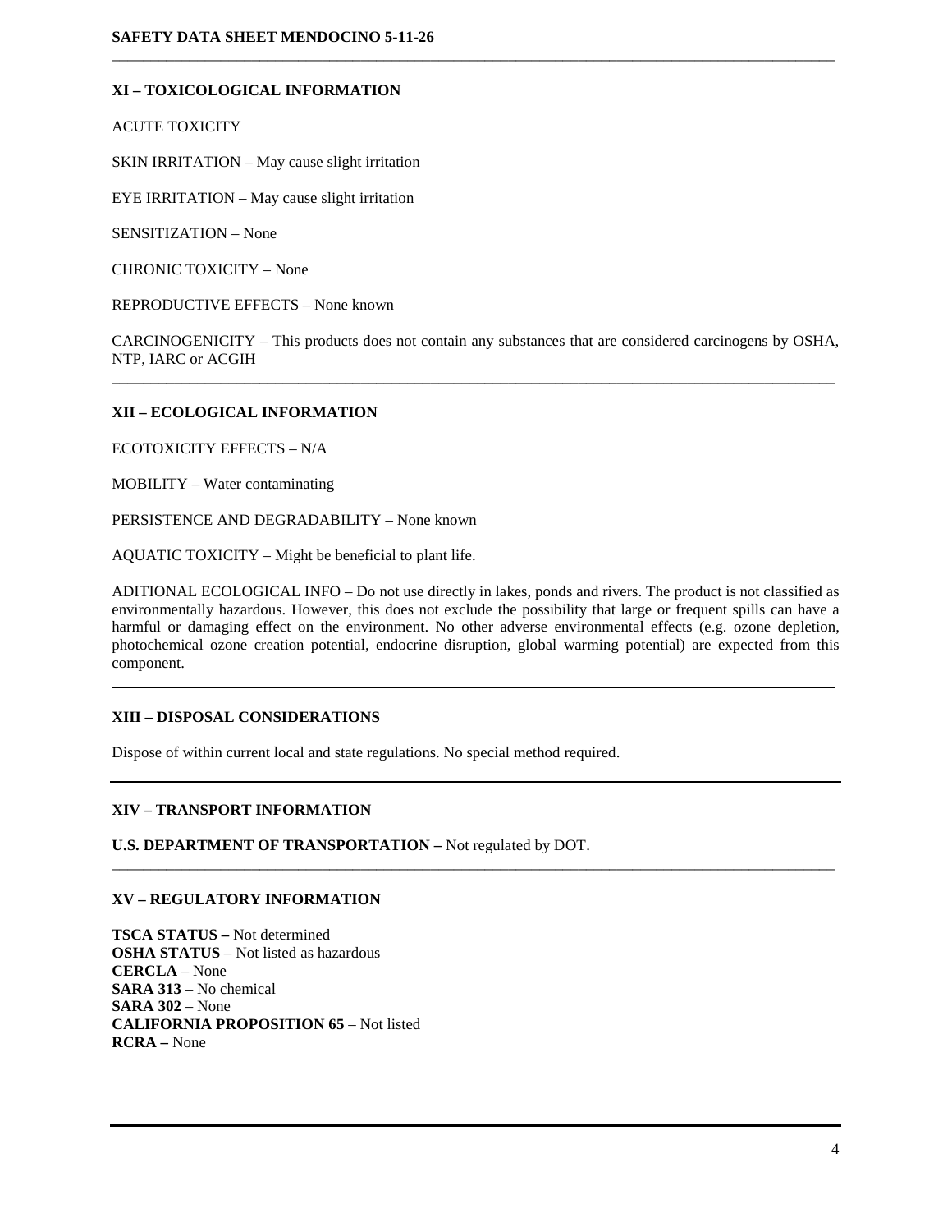## XI – TOXICOLOGICAL INFORMATION

ACUTE TOXICITY

SKIN IRRITATION – May cause slight irritation

EYE IRRITATION – May cause slight irritation

SENSITIZATION – None

CHRONIC TOXICITY – None

REPRODUCTIVE EFFECTS – None known

CARCINOGENICITY – This products does not contain any substances that are considered carcinogens by OSHA, NTP, IARC or ACGIH

---

## XII – ECOLOGICAL INFORMATION

ECOTOXICITY EFFECTS – N/A

MOBILITY – Water contaminating

PERSISTENCE AND DEGRADABILITY – None known

AQUATIC TOXICITY – Might be beneficial to plant life.

ADITIONAL ECOLOGICAL INFO – Do not use directly in lakes, ponds and rivers. The product is not classified as environmentally hazardous. However, this does not exclude the possibility that large or frequent spills can have a harmful or damaging effect on the environment. No other adverse environmental effects (e.g. ozone depletion, photochemical ozone creation potential, endocrine disruption, global warming potential) are expected from this component.

---

## XIII – DISPOSAL CONSIDERATIONS

Dispose of within current local and state regulations. No special method required.

---

## XIV – TRANSPORT INFORMATION

**U.S. DEPARTMENT OF TRANSPORTATION –** Not regulated by DOT.

---

## XV – REGULATORY INFORMATION

**TSCA STATUS –** Not determined
**OSHA STATUS** – Not listed as hazardous
**CERCLA** – None
**SARA 313** – No chemical
**SARA 302** – None
**CALIFORNIA PROPOSITION 65** – Not listed
**RCRA –** None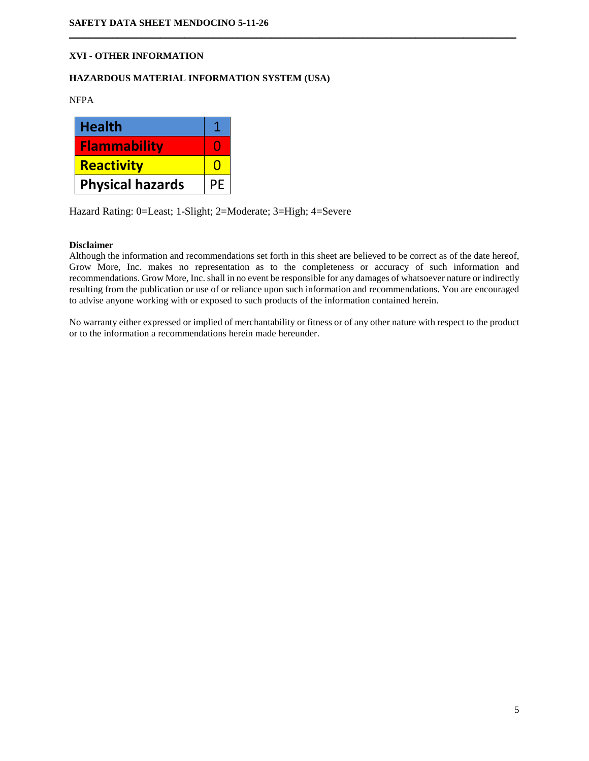## XVI - OTHER INFORMATION

### HAZARDOUS MATERIAL INFORMATION SYSTEM (USA)

NFPA

| | |
|---|---|
| **Health** | 1 |
| **Flammability** | 0 |
| **Reactivity** | 0 |
| **Physical hazards** | PE |

Hazard Rating: 0=Least; 1-Slight; 2=Moderate; 3=High; 4=Severe

**Disclaimer**
Although the information and recommendations set forth in this sheet are believed to be correct as of the date hereof, Grow More, Inc. makes no representation as to the completeness or accuracy of such information and recommendations. Grow More, Inc. shall in no event be responsible for any damages of whatsoever nature or indirectly resulting from the publication or use of or reliance upon such information and recommendations. You are encouraged to advise anyone working with or exposed to such products of the information contained herein.

No warranty either expressed or implied of merchantability or fitness or of any other nature with respect to the product or to the information a recommendations herein made hereunder.